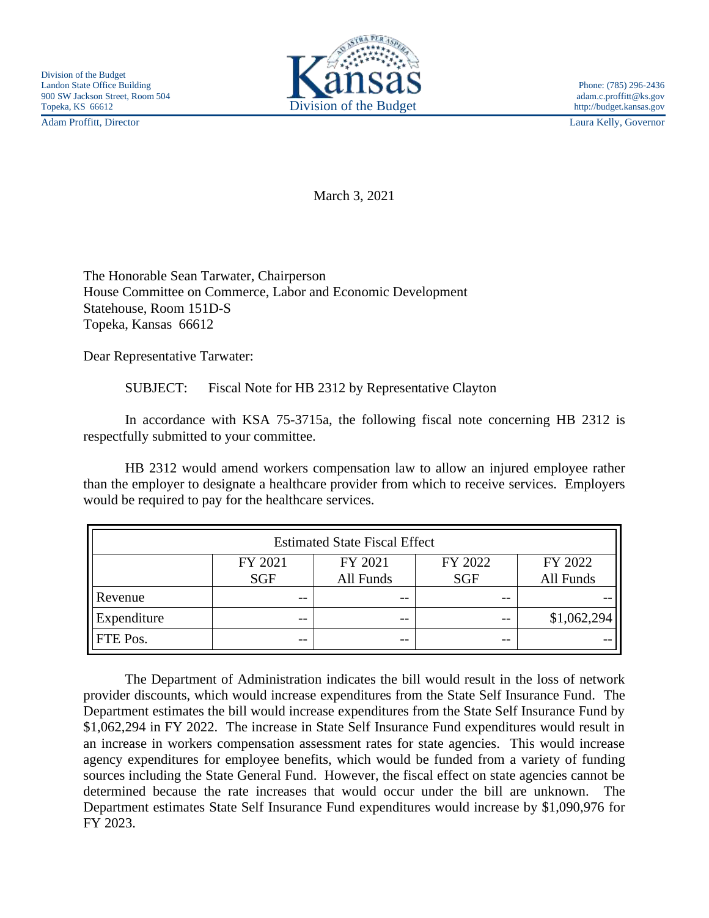Division of the Budget
Landon State Office Building
900 SW Jackson Street, Room 504
Topeka, KS 66612

Kansas
Division of the Budget

Phone: (785) 296-2436
adam.c.proffitt@ks.gov
http://budget.kansas.gov

Adam Proffitt, Director

Laura Kelly, Governor

March 3, 2021

The Honorable Sean Tarwater, Chairperson
House Committee on Commerce, Labor and Economic Development
Statehouse, Room 151D-S
Topeka, Kansas 66612

Dear Representative Tarwater:

SUBJECT: Fiscal Note for HB 2312 by Representative Clayton

In accordance with KSA 75-3715a, the following fiscal note concerning HB 2312 is respectfully submitted to your committee.

HB 2312 would amend workers compensation law to allow an injured employee rather than the employer to designate a healthcare provider from which to receive services. Employers would be required to pay for the healthcare services.

| Estimated State Fiscal Effect | | | | |
|---|---|---|---|---|
| | FY 2021 SGF | FY 2021 All Funds | FY 2022 SGF | FY 2022 All Funds |
| Revenue | -- | -- | -- | -- |
| Expenditure | -- | -- | -- | $1,062,294 |
| FTE Pos. | -- | -- | -- | -- |

The Department of Administration indicates the bill would result in the loss of network provider discounts, which would increase expenditures from the State Self Insurance Fund. The Department estimates the bill would increase expenditures from the State Self Insurance Fund by $1,062,294 in FY 2022. The increase in State Self Insurance Fund expenditures would result in an increase in workers compensation assessment rates for state agencies. This would increase agency expenditures for employee benefits, which would be funded from a variety of funding sources including the State General Fund. However, the fiscal effect on state agencies cannot be determined because the rate increases that would occur under the bill are unknown. The Department estimates State Self Insurance Fund expenditures would increase by $1,090,976 for FY 2023.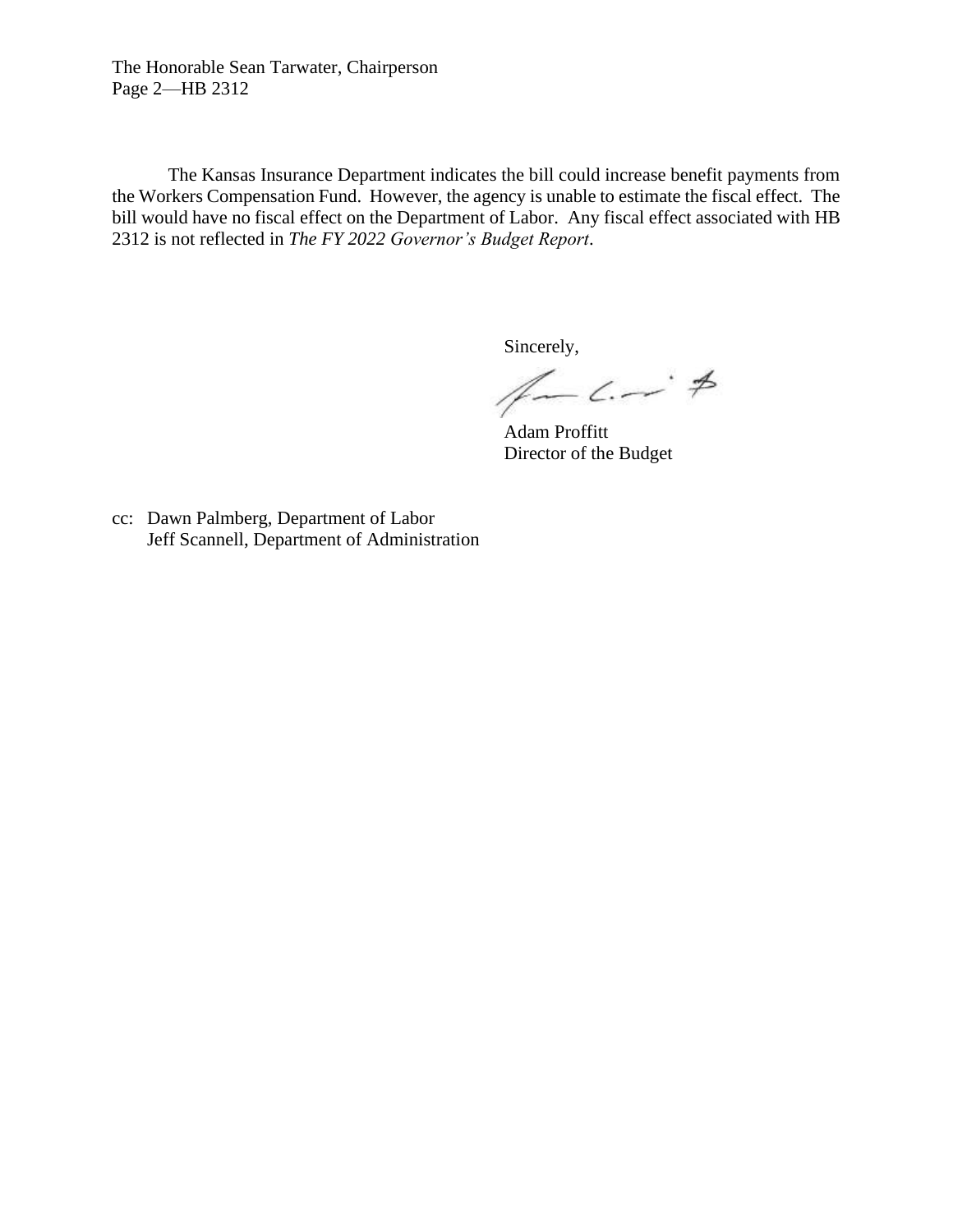The Kansas Insurance Department indicates the bill could increase benefit payments from the Workers Compensation Fund. However, the agency is unable to estimate the fiscal effect. The bill would have no fiscal effect on the Department of Labor. Any fiscal effect associated with HB 2312 is not reflected in *The FY 2022 Governor's Budget Report*.

Sincerely,

Adam Proffitt
Director of the Budget

cc: Dawn Palmberg, Department of Labor
Jeff Scannell, Department of Administration